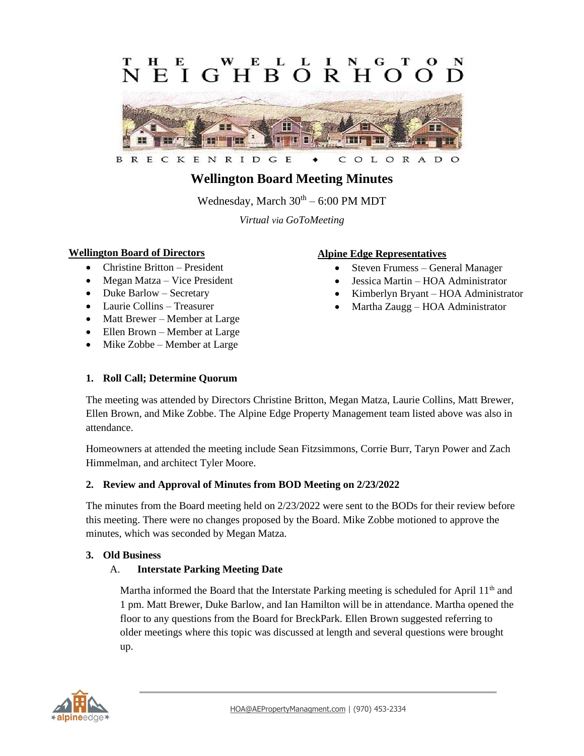THE WELLINGTON NEIGHBORHOOD

BRECKENRIDGE ♦ COLORADO

# Wellington Board Meeting Minutes

Wednesday, March 30th – 6:00 PM MDT

*Virtual via GoToMeeting*

**Wellington Board of Directors**

- Christine Britton – President
- Megan Matza – Vice President
- Duke Barlow – Secretary
- Laurie Collins – Treasurer
- Matt Brewer – Member at Large
- Ellen Brown – Member at Large
- Mike Zobbe – Member at Large

**Alpine Edge Representatives**

- Steven Frumess – General Manager
- Jessica Martin – HOA Administrator
- Kimberlyn Bryant – HOA Administrator
- Martha Zaugg – HOA Administrator

## 1. Roll Call; Determine Quorum

The meeting was attended by Directors Christine Britton, Megan Matza, Laurie Collins, Matt Brewer, Ellen Brown, and Mike Zobbe. The Alpine Edge Property Management team listed above was also in attendance.

Homeowners at attended the meeting include Sean Fitzsimmons, Corrie Burr, Taryn Power and Zach Himmelman, and architect Tyler Moore.

## 2. Review and Approval of Minutes from BOD Meeting on 2/23/2022

The minutes from the Board meeting held on 2/23/2022 were sent to the BODs for their review before this meeting. There were no changes proposed by the Board. Mike Zobbe motioned to approve the minutes, which was seconded by Megan Matza.

## 3. Old Business

### A. Interstate Parking Meeting Date

Martha informed the Board that the Interstate Parking meeting is scheduled for April 11th and 1 pm. Matt Brewer, Duke Barlow, and Ian Hamilton will be in attendance. Martha opened the floor to any questions from the Board for BreckPark. Ellen Brown suggested referring to older meetings where this topic was discussed at length and several questions were brought up.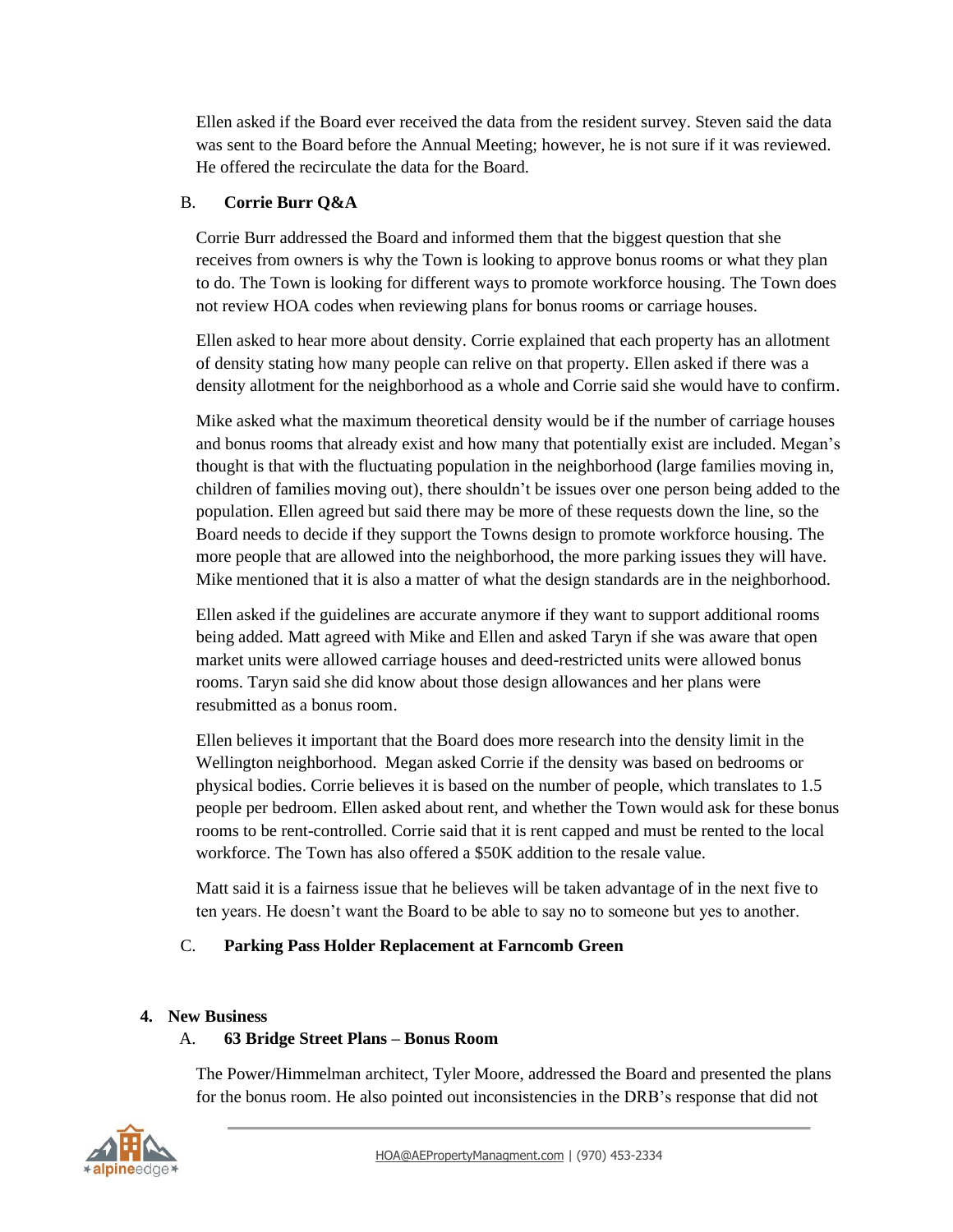Ellen asked if the Board ever received the data from the resident survey. Steven said the data was sent to the Board before the Annual Meeting; however, he is not sure if it was reviewed. He offered the recirculate the data for the Board.

B. **Corrie Burr Q&A**

Corrie Burr addressed the Board and informed them that the biggest question that she receives from owners is why the Town is looking to approve bonus rooms or what they plan to do. The Town is looking for different ways to promote workforce housing. The Town does not review HOA codes when reviewing plans for bonus rooms or carriage houses.

Ellen asked to hear more about density. Corrie explained that each property has an allotment of density stating how many people can relive on that property. Ellen asked if there was a density allotment for the neighborhood as a whole and Corrie said she would have to confirm.

Mike asked what the maximum theoretical density would be if the number of carriage houses and bonus rooms that already exist and how many that potentially exist are included. Megan's thought is that with the fluctuating population in the neighborhood (large families moving in, children of families moving out), there shouldn't be issues over one person being added to the population. Ellen agreed but said there may be more of these requests down the line, so the Board needs to decide if they support the Towns design to promote workforce housing. The more people that are allowed into the neighborhood, the more parking issues they will have. Mike mentioned that it is also a matter of what the design standards are in the neighborhood.

Ellen asked if the guidelines are accurate anymore if they want to support additional rooms being added. Matt agreed with Mike and Ellen and asked Taryn if she was aware that open market units were allowed carriage houses and deed-restricted units were allowed bonus rooms. Taryn said she did know about those design allowances and her plans were resubmitted as a bonus room.

Ellen believes it important that the Board does more research into the density limit in the Wellington neighborhood. Megan asked Corrie if the density was based on bedrooms or physical bodies. Corrie believes it is based on the number of people, which translates to 1.5 people per bedroom. Ellen asked about rent, and whether the Town would ask for these bonus rooms to be rent-controlled. Corrie said that it is rent capped and must be rented to the local workforce. The Town has also offered a $50K addition to the resale value.

Matt said it is a fairness issue that he believes will be taken advantage of in the next five to ten years. He doesn't want the Board to be able to say no to someone but yes to another.

C. **Parking Pass Holder Replacement at Farncomb Green**

## 4. New Business

A. **63 Bridge Street Plans – Bonus Room**

The Power/Himmelman architect, Tyler Moore, addressed the Board and presented the plans for the bonus room. He also pointed out inconsistencies in the DRB's response that did not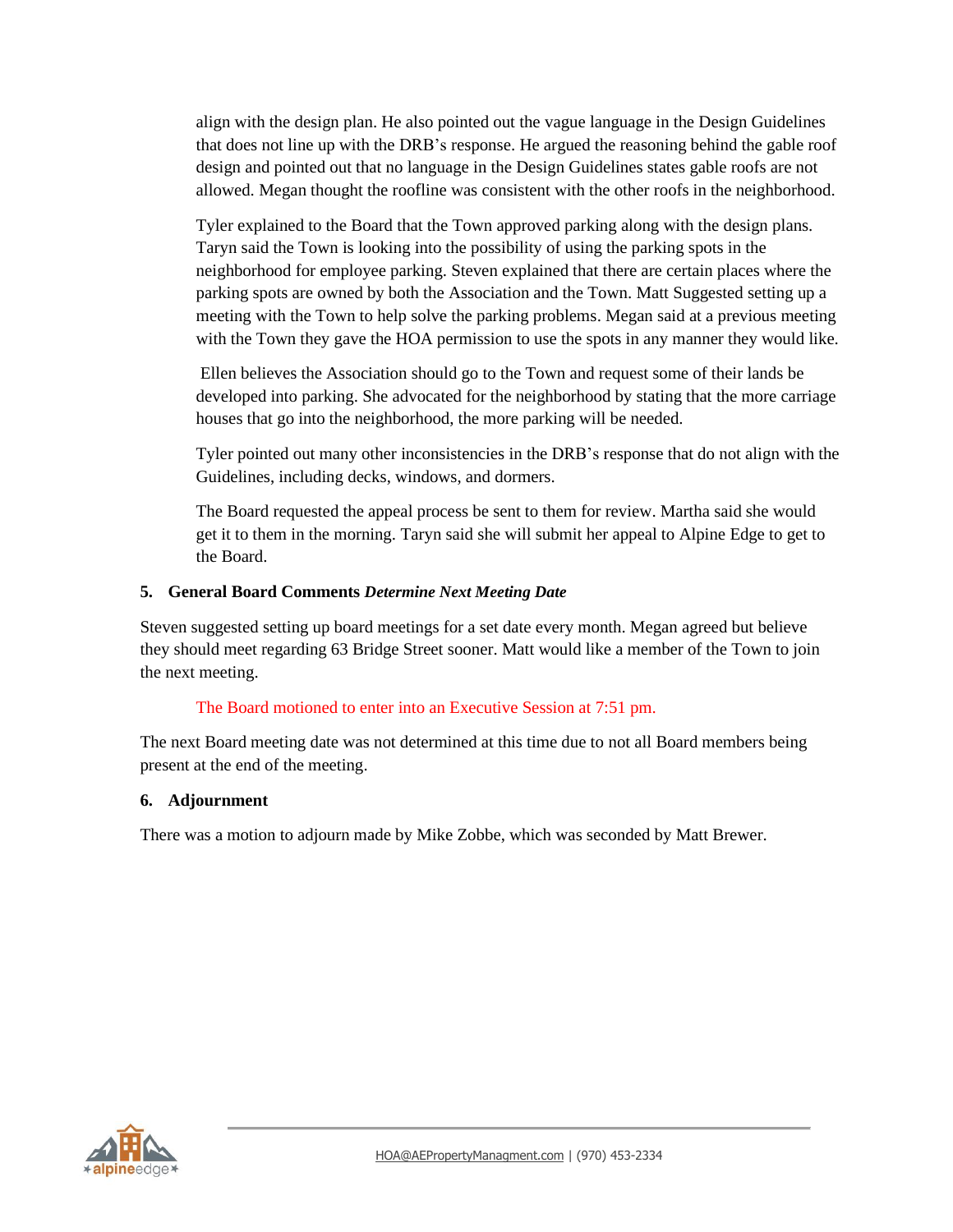align with the design plan. He also pointed out the vague language in the Design Guidelines that does not line up with the DRB's response. He argued the reasoning behind the gable roof design and pointed out that no language in the Design Guidelines states gable roofs are not allowed. Megan thought the roofline was consistent with the other roofs in the neighborhood.

Tyler explained to the Board that the Town approved parking along with the design plans. Taryn said the Town is looking into the possibility of using the parking spots in the neighborhood for employee parking. Steven explained that there are certain places where the parking spots are owned by both the Association and the Town. Matt Suggested setting up a meeting with the Town to help solve the parking problems. Megan said at a previous meeting with the Town they gave the HOA permission to use the spots in any manner they would like.

Ellen believes the Association should go to the Town and request some of their lands be developed into parking. She advocated for the neighborhood by stating that the more carriage houses that go into the neighborhood, the more parking will be needed.

Tyler pointed out many other inconsistencies in the DRB's response that do not align with the Guidelines, including decks, windows, and dormers.

The Board requested the appeal process be sent to them for review. Martha said she would get it to them in the morning. Taryn said she will submit her appeal to Alpine Edge to get to the Board.

### 5. General Board Comments *Determine Next Meeting Date*

Steven suggested setting up board meetings for a set date every month. Megan agreed but believe they should meet regarding 63 Bridge Street sooner. Matt would like a member of the Town to join the next meeting.

The Board motioned to enter into an Executive Session at 7:51 pm.

The next Board meeting date was not determined at this time due to not all Board members being present at the end of the meeting.

### 6. Adjournment

There was a motion to adjourn made by Mike Zobbe, which was seconded by Matt Brewer.

HOA@AEPropertyManagment.com | (970) 453-2334